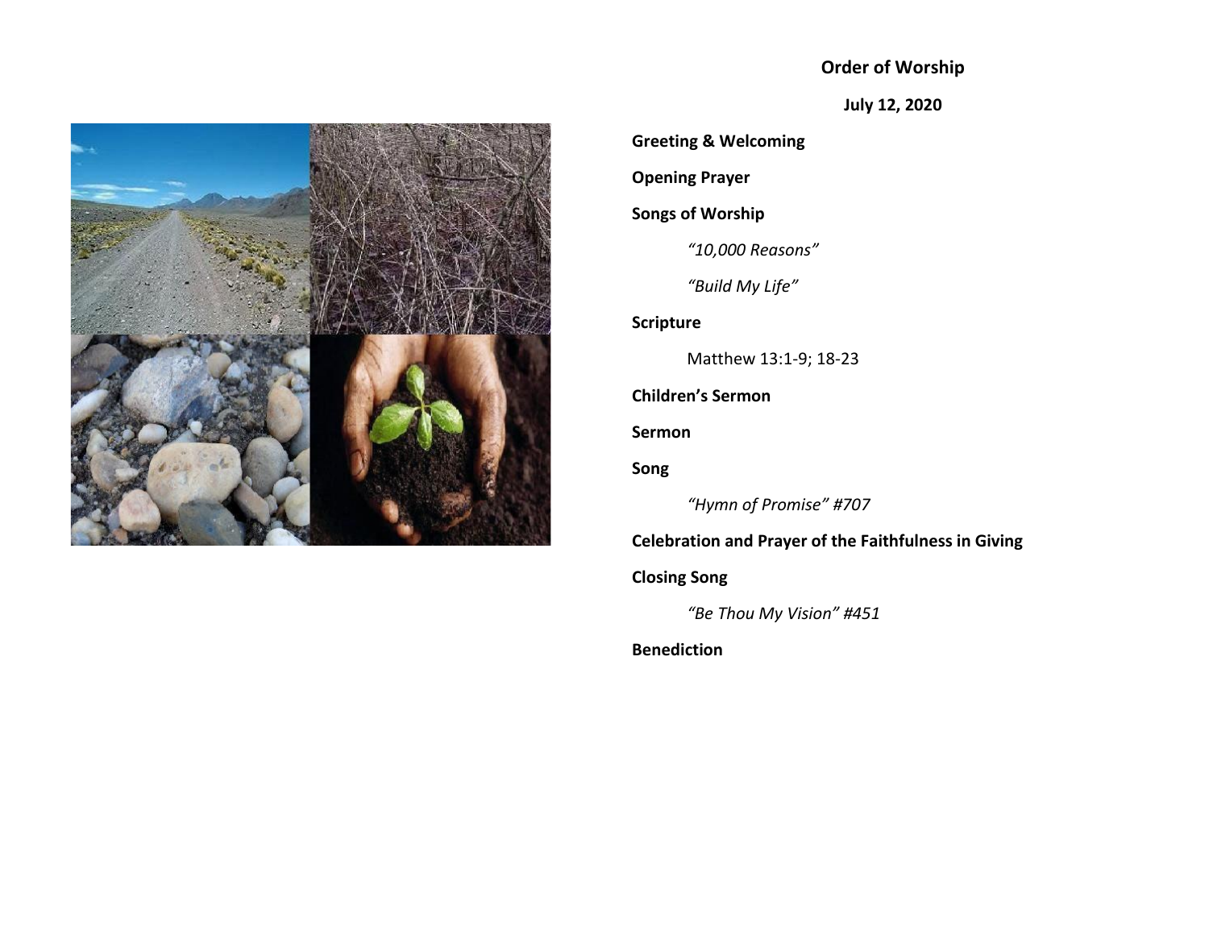## Order of Worship

**July 12, 2020**

**Greeting & Welcoming**

**Opening Prayer**

**Songs of Worship**

*"10,000 Reasons"*

*"Build My Life"*

**Scripture**

Matthew 13:1-9; 18-23

**Children's Sermon**

**Sermon**

**Song**

*"Hymn of Promise" #707*

**Celebration and Prayer of the Faithfulness in Giving**

**Closing Song**

*"Be Thou My Vision" #451*

**Benediction**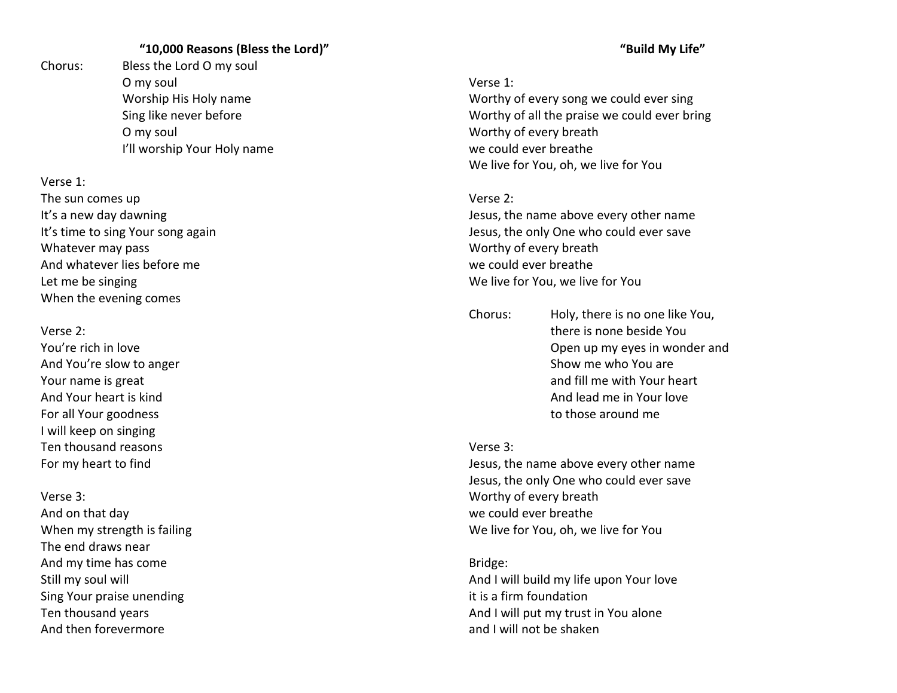## "10,000 Reasons (Bless the Lord)"

Chorus:
Bless the Lord O my soul
O my soul
Worship His Holy name
Sing like never before
O my soul
I'll worship Your Holy name

Verse 1:
The sun comes up
It's a new day dawning
It's time to sing Your song again
Whatever may pass
And whatever lies before me
Let me be singing
When the evening comes

Verse 2:
You're rich in love
And You're slow to anger
Your name is great
And Your heart is kind
For all Your goodness
I will keep on singing
Ten thousand reasons
For my heart to find

Verse 3:
And on that day
When my strength is failing
The end draws near
And my time has come
Still my soul will
Sing Your praise unending
Ten thousand years
And then forevermore

## "Build My Life"

Verse 1:
Worthy of every song we could ever sing
Worthy of all the praise we could ever bring
Worthy of every breath
we could ever breathe
We live for You, oh, we live for You

Verse 2:
Jesus, the name above every other name
Jesus, the only One who could ever save
Worthy of every breath
we could ever breathe
We live for You, we live for You

Chorus:
Holy, there is no one like You,
there is none beside You
Open up my eyes in wonder and
Show me who You are
and fill me with Your heart
And lead me in Your love
to those around me

Verse 3:
Jesus, the name above every other name
Jesus, the only One who could ever save
Worthy of every breath
we could ever breathe
We live for You, oh, we live for You

Bridge:
And I will build my life upon Your love
it is a firm foundation
And I will put my trust in You alone
and I will not be shaken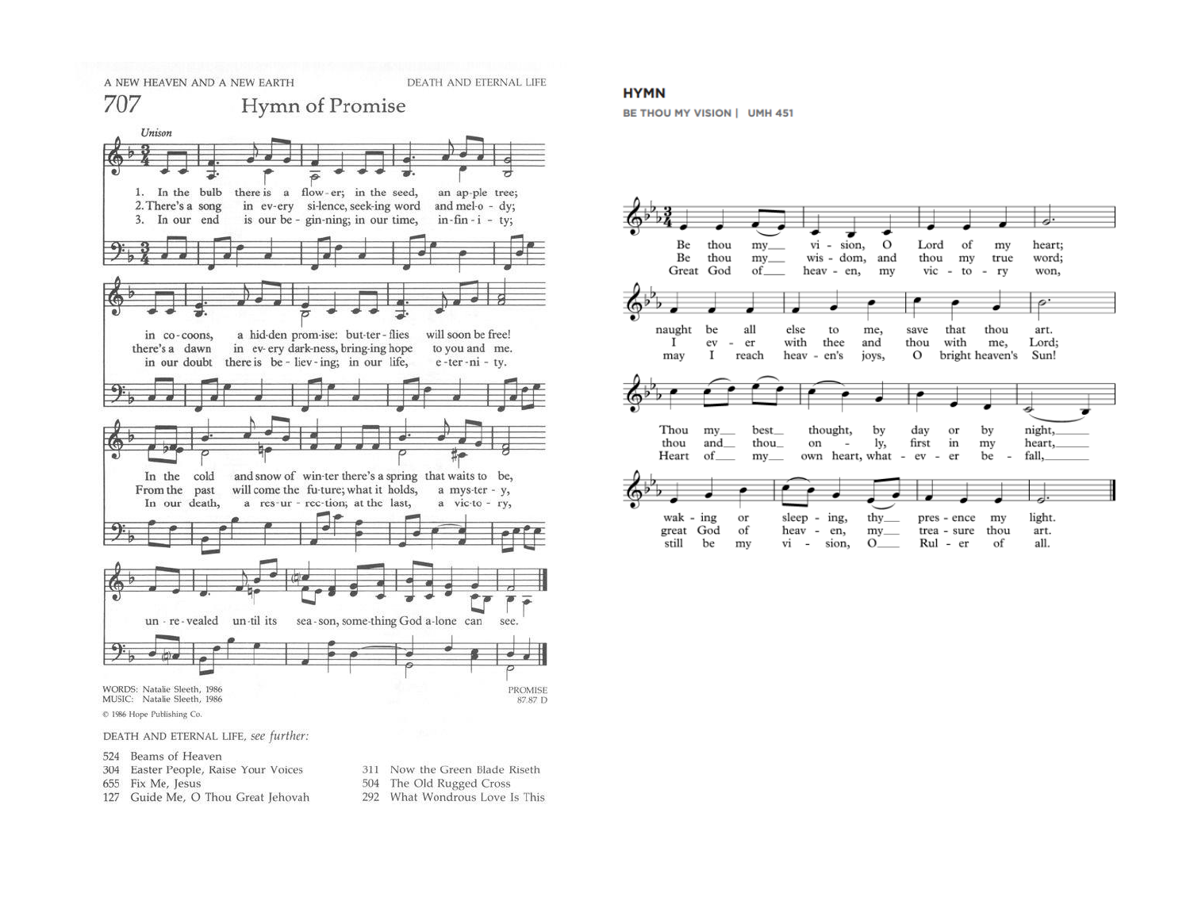A NEW HEAVEN AND A NEW EARTH — DEATH AND ETERNAL LIFE

# 707 Hymn of Promise

*Unison*

1. In the bulb there is a flower; in the seed, an apple tree; in cocoons, a hidden promise: butterflies will soon be free! In the cold and snow of winter there's a spring that waits to be, unrevealed until its season, something God alone can see.
2. There's a song in every silence, seeking word and melody; there's a dawn in every darkness, bringing hope to you and me. From the past will come the future; what it holds, a mystery, unrevealed until its season, something God alone can see.
3. In our end is our beginning; in our time, infinity; in our doubt there is believing; in our life, eternity. In our death, a resurrection; at the last, a victory, unrevealed until its season, something God alone can see.

WORDS: Natalie Sleeth, 1986
MUSIC: Natalie Sleeth, 1986
© 1986 Hope Publishing Co.

PROMISE
87.87 D

DEATH AND ETERNAL LIFE, *see further:*

- 524 Beams of Heaven
- 304 Easter People, Raise Your Voices
- 655 Fix Me, Jesus
- 127 Guide Me, O Thou Great Jehovah
- 311 Now the Green Blade Riseth
- 504 The Old Rugged Cross
- 292 What Wondrous Love Is This

## HYMN

**BE THOU MY VISION | UMH 451**

1. Be thou my vision, O Lord of my heart; naught be all else to me, save that thou art. Thou my best thought, by day or by night, waking or sleeping, thy presence my light.
2. Be thou my wisdom, and thou my true word; I ever with thee and thou with me, Lord; thou and thou only, first in my heart, great God of heaven, my treasure thou art.
3. Great God of heaven, my victory won, may I reach heaven's joys, O bright heaven's Sun! Heart of my own heart, whatever befall, still be my vision, O Ruler of all.